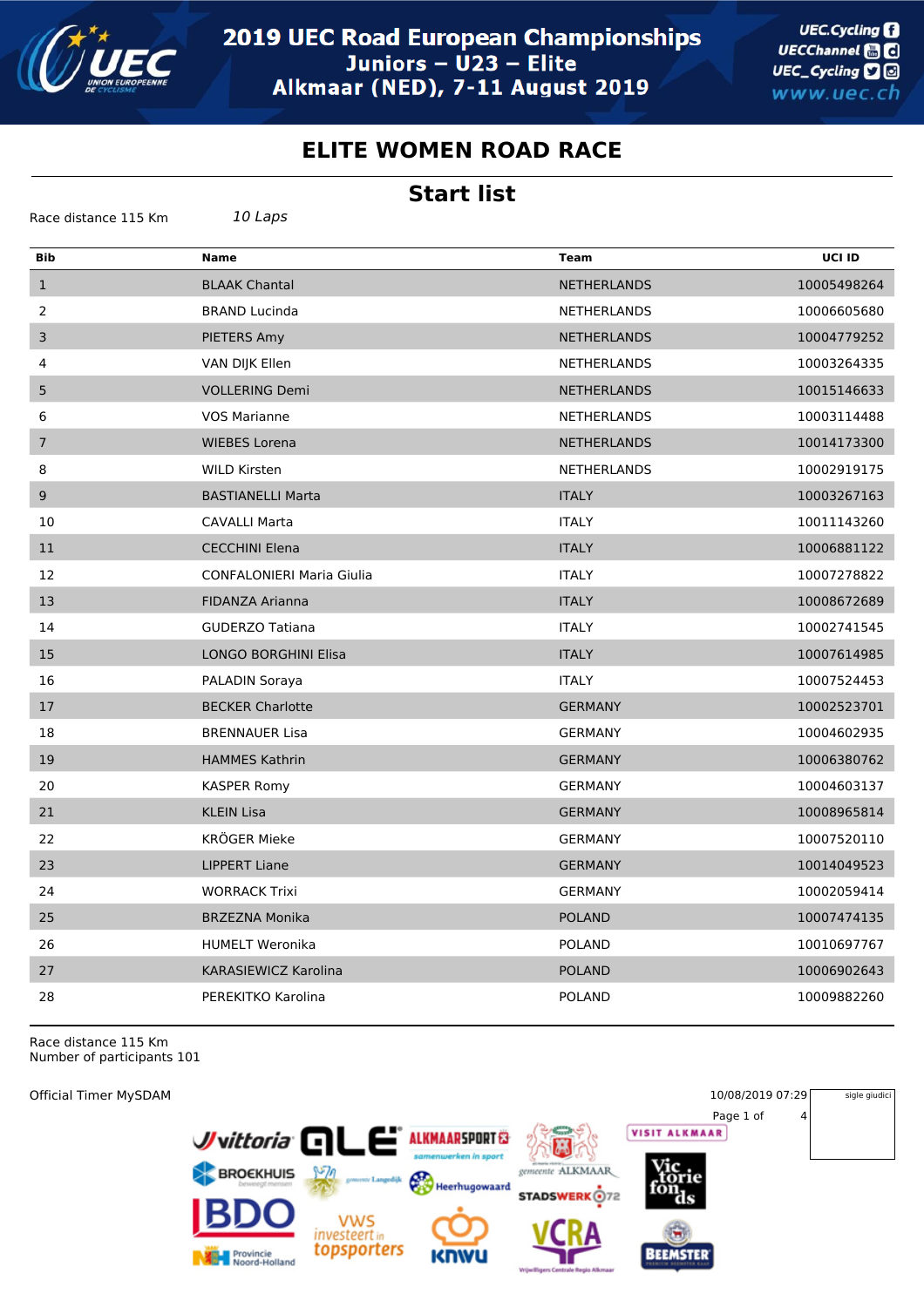# 2019 UEC Road European Championships

## Juniors – U23 – Elite

## Alkmaar (NED), 7-11 August 2019

## ELITE WOMEN ROAD RACE

## Start list

Race distance 115 Km *10 Laps*

| Bib | Name | Team | UCI ID |
|---|---|---|---|
| 1 | BLAAK Chantal | NETHERLANDS | 10005498264 |
| 2 | BRAND Lucinda | NETHERLANDS | 10006605680 |
| 3 | PIETERS Amy | NETHERLANDS | 10004779252 |
| 4 | VAN DIJK Ellen | NETHERLANDS | 10003264335 |
| 5 | VOLLERING Demi | NETHERLANDS | 10015146633 |
| 6 | VOS Marianne | NETHERLANDS | 10003114488 |
| 7 | WIEBES Lorena | NETHERLANDS | 10014173300 |
| 8 | WILD Kirsten | NETHERLANDS | 10002919175 |
| 9 | BASTIANELLI Marta | ITALY | 10003267163 |
| 10 | CAVALLI Marta | ITALY | 10011143260 |
| 11 | CECCHINI Elena | ITALY | 10006881122 |
| 12 | CONFALONIERI Maria Giulia | ITALY | 10007278822 |
| 13 | FIDANZA Arianna | ITALY | 10008672689 |
| 14 | GUDERZO Tatiana | ITALY | 10002741545 |
| 15 | LONGO BORGHINI Elisa | ITALY | 10007614985 |
| 16 | PALADIN Soraya | ITALY | 10007524453 |
| 17 | BECKER Charlotte | GERMANY | 10002523701 |
| 18 | BRENNAUER Lisa | GERMANY | 10004602935 |
| 19 | HAMMES Kathrin | GERMANY | 10006380762 |
| 20 | KASPER Romy | GERMANY | 10004603137 |
| 21 | KLEIN Lisa | GERMANY | 10008965814 |
| 22 | KRÖGER Mieke | GERMANY | 10007520110 |
| 23 | LIPPERT Liane | GERMANY | 10014049523 |
| 24 | WORRACK Trixi | GERMANY | 10002059414 |
| 25 | BRZEZNA Monika | POLAND | 10007474135 |
| 26 | HUMELT Weronika | POLAND | 10010697767 |
| 27 | KARASIEWICZ Karolina | POLAND | 10006902643 |
| 28 | PEREKITKO Karolina | POLAND | 10009882260 |

Race distance 115 Km
Number of participants 101

Official Timer MySDAM

10/10/2019 07:29

sigle giudici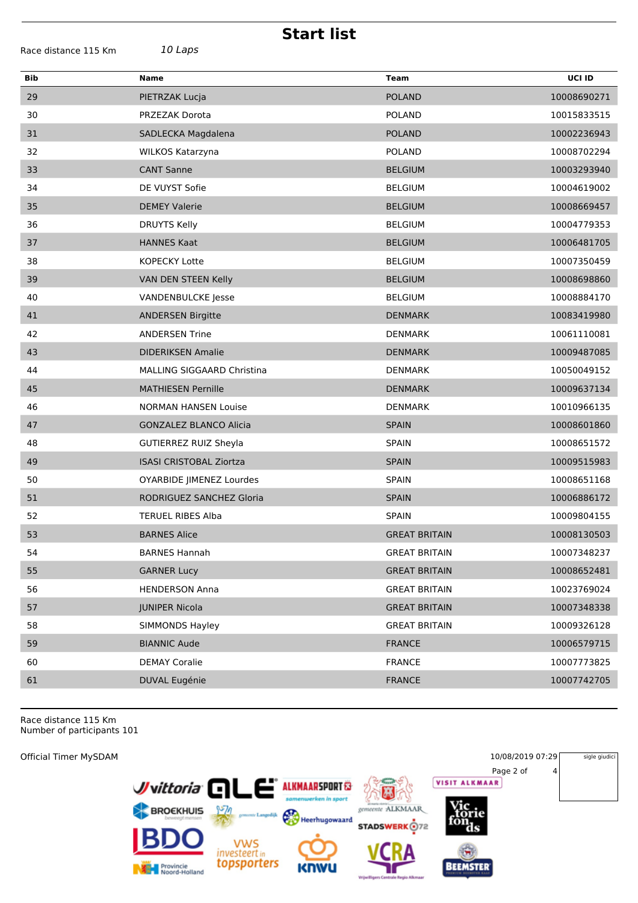# Start list

Race distance 115 Km *10 Laps*

| Bib | Name | Team | UCI ID |
|---|---|---|---|
| 29 | PIETRZAK Lucja | POLAND | 10008690271 |
| 30 | PRZEZAK Dorota | POLAND | 10015833515 |
| 31 | SADLECKA Magdalena | POLAND | 10002236943 |
| 32 | WILKOS Katarzyna | POLAND | 10008702294 |
| 33 | CANT Sanne | BELGIUM | 10003293940 |
| 34 | DE VUYST Sofie | BELGIUM | 10004619002 |
| 35 | DEMEY Valerie | BELGIUM | 10008669457 |
| 36 | DRUYTS Kelly | BELGIUM | 10004779353 |
| 37 | HANNES Kaat | BELGIUM | 10006481705 |
| 38 | KOPECKY Lotte | BELGIUM | 10007350459 |
| 39 | VAN DEN STEEN Kelly | BELGIUM | 10008698860 |
| 40 | VANDENBULCKE Jesse | BELGIUM | 10008884170 |
| 41 | ANDERSEN Birgitte | DENMARK | 10083419980 |
| 42 | ANDERSEN Trine | DENMARK | 10061110081 |
| 43 | DIDERIKSEN Amalie | DENMARK | 10009487085 |
| 44 | MALLING SIGGAARD Christina | DENMARK | 10050049152 |
| 45 | MATHIESEN Pernille | DENMARK | 10009637134 |
| 46 | NORMAN HANSEN Louise | DENMARK | 10010966135 |
| 47 | GONZALEZ BLANCO Alicia | SPAIN | 10008601860 |
| 48 | GUTIERREZ RUIZ Sheyla | SPAIN | 10008651572 |
| 49 | ISASI CRISTOBAL Ziortza | SPAIN | 10009515983 |
| 50 | OYARBIDE JIMENEZ Lourdes | SPAIN | 10008651168 |
| 51 | RODRIGUEZ SANCHEZ Gloria | SPAIN | 10006886172 |
| 52 | TERUEL RIBES Alba | SPAIN | 10009804155 |
| 53 | BARNES Alice | GREAT BRITAIN | 10008130503 |
| 54 | BARNES Hannah | GREAT BRITAIN | 10007348237 |
| 55 | GARNER Lucy | GREAT BRITAIN | 10008652481 |
| 56 | HENDERSON Anna | GREAT BRITAIN | 10023769024 |
| 57 | JUNIPER Nicola | GREAT BRITAIN | 10007348338 |
| 58 | SIMMONDS Hayley | GREAT BRITAIN | 10009326128 |
| 59 | BIANNIC Aude | FRANCE | 10006579715 |
| 60 | DEMAY Coralie | FRANCE | 10007773825 |
| 61 | DUVAL Eugénie | FRANCE | 10007742705 |

Race distance 115 Km
Number of participants 101

Official Timer MySDAM

10/08/2019 07:29

sigle giudici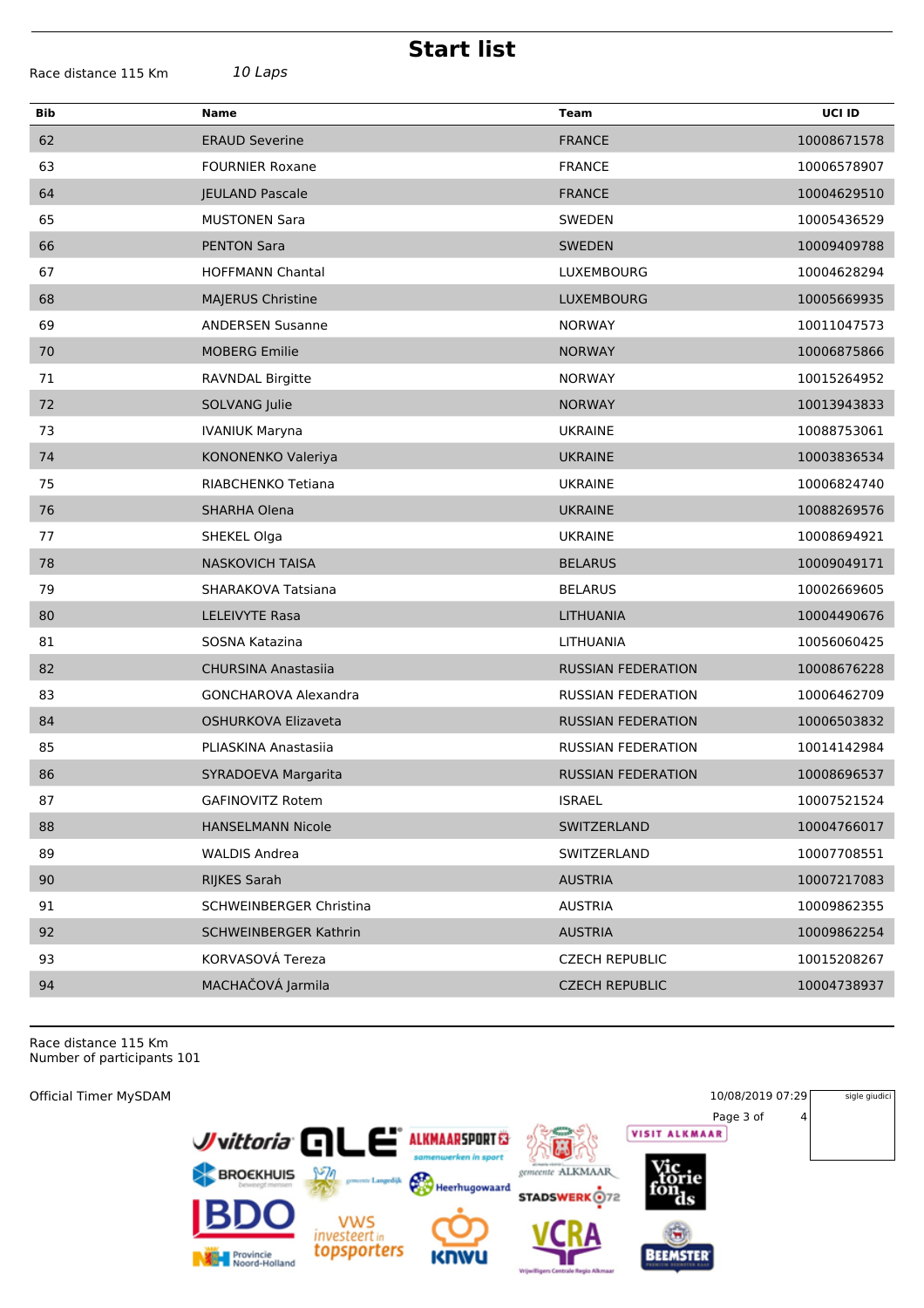# Start list

Race distance 115 Km *10 Laps*

| Bib | Name | Team | UCI ID |
|---|---|---|---|
| 62 | ERAUD Severine | FRANCE | 10008671578 |
| 63 | FOURNIER Roxane | FRANCE | 10006578907 |
| 64 | JEULAND Pascale | FRANCE | 10004629510 |
| 65 | MUSTONEN Sara | SWEDEN | 10005436529 |
| 66 | PENTON Sara | SWEDEN | 10009409788 |
| 67 | HOFFMANN Chantal | LUXEMBOURG | 10004628294 |
| 68 | MAJERUS Christine | LUXEMBOURG | 10005669935 |
| 69 | ANDERSEN Susanne | NORWAY | 10011047573 |
| 70 | MOBERG Emilie | NORWAY | 10006875866 |
| 71 | RAVNDAL Birgitte | NORWAY | 10015264952 |
| 72 | SOLVANG Julie | NORWAY | 10013943833 |
| 73 | IVANIUK Maryna | UKRAINE | 10088753061 |
| 74 | KONONENKO Valeriya | UKRAINE | 10003836534 |
| 75 | RIABCHENKO Tetiana | UKRAINE | 10006824740 |
| 76 | SHARHA Olena | UKRAINE | 10088269576 |
| 77 | SHEKEL Olga | UKRAINE | 10008694921 |
| 78 | NASKOVICH TAISA | BELARUS | 10009049171 |
| 79 | SHARAKOVA Tatsiana | BELARUS | 10002669605 |
| 80 | LELEIVYTE Rasa | LITHUANIA | 10004490676 |
| 81 | SOSNA Katazina | LITHUANIA | 10056060425 |
| 82 | CHURSINA Anastasiia | RUSSIAN FEDERATION | 10008676228 |
| 83 | GONCHAROVA Alexandra | RUSSIAN FEDERATION | 10006462709 |
| 84 | OSHURKOVA Elizaveta | RUSSIAN FEDERATION | 10006503832 |
| 85 | PLIASKINA Anastasiia | RUSSIAN FEDERATION | 10014142984 |
| 86 | SYRADOEVA Margarita | RUSSIAN FEDERATION | 10008696537 |
| 87 | GAFINOVITZ Rotem | ISRAEL | 10007521524 |
| 88 | HANSELMANN Nicole | SWITZERLAND | 10004766017 |
| 89 | WALDIS Andrea | SWITZERLAND | 10007708551 |
| 90 | RIJKES Sarah | AUSTRIA | 10007217083 |
| 91 | SCHWEINBERGER Christina | AUSTRIA | 10009862355 |
| 92 | SCHWEINBERGER Kathrin | AUSTRIA | 10009862254 |
| 93 | KORVASOVÁ Tereza | CZECH REPUBLIC | 10015208267 |
| 94 | MACHAČOVÁ Jarmila | CZECH REPUBLIC | 10004738937 |

Race distance 115 Km
Number of participants 101

Official Timer MySDAM

10/08/2019 07:29

sigle giudici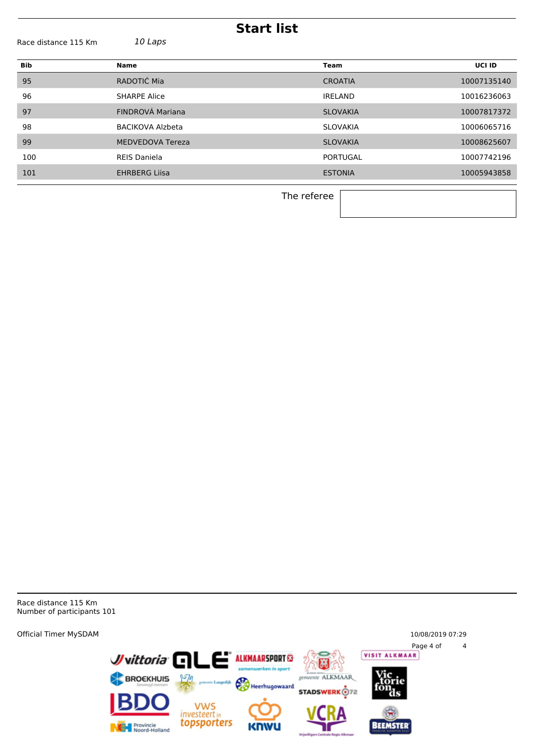# Start list

Race distance 115 Km *10 Laps*

| Bib | Name | Team | UCI ID |
|---|---|---|---|
| 95 | RADOTIĆ Mia | CROATIA | 10007135140 |
| 96 | SHARPE Alice | IRELAND | 10016236063 |
| 97 | FINDROVÁ Mariana | SLOVAKIA | 10007817372 |
| 98 | BACIKOVA Alzbeta | SLOVAKIA | 10006065716 |
| 99 | MEDVEDOVA Tereza | SLOVAKIA | 10008625607 |
| 100 | REIS Daniela | PORTUGAL | 10007742196 |
| 101 | EHRBERG Liisa | ESTONIA | 10005943858 |

The referee

Race distance 115 Km
Number of participants 101

Official Timer MySDAM

10/08/2019 07:29